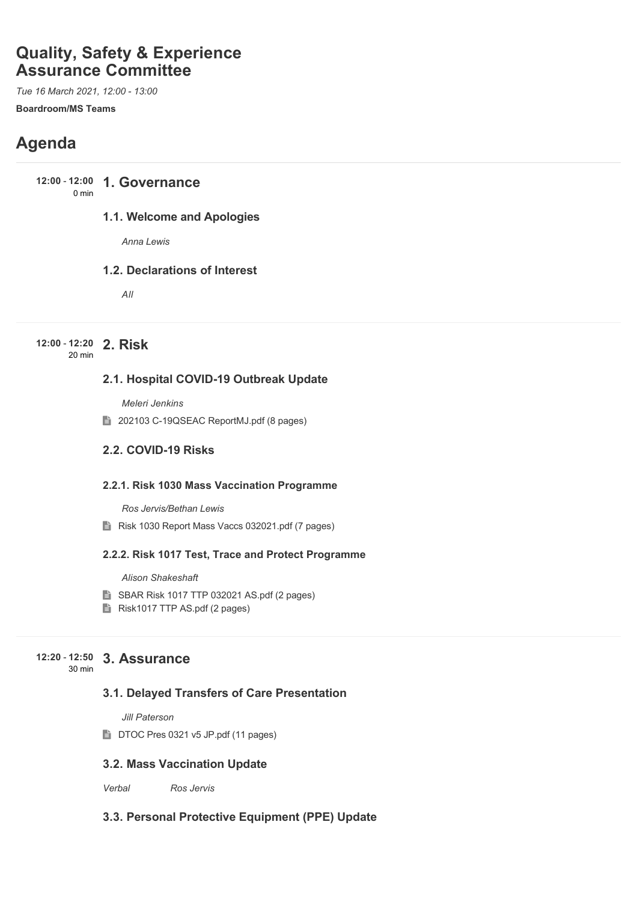# Quality, Safety & Experience Assurance Committee

*Tue 16 March 2021, 12:00 - 13:00*

**Boardroom/MS Teams**

## Agenda

**12:00 - 12:00** 0 min

### 1. Governance

#### 1.1. Welcome and Apologies

*Anna Lewis*

#### 1.2. Declarations of Interest

*All*

**12:00 - 12:20** 20 min

### 2. Risk

#### 2.1. Hospital COVID-19 Outbreak Update

*Meleri Jenkins*

202103 C-19QSEAC ReportMJ.pdf (8 pages)

#### 2.2. COVID-19 Risks

##### 2.2.1. Risk 1030 Mass Vaccination Programme

*Ros Jervis/Bethan Lewis*

Risk 1030 Report Mass Vaccs 032021.pdf (7 pages)

##### 2.2.2. Risk 1017 Test, Trace and Protect Programme

*Alison Shakeshaft*

SBAR Risk 1017 TTP 032021 AS.pdf (2 pages)

Risk1017 TTP AS.pdf (2 pages)

**12:20 - 12:50** 30 min

### 3. Assurance

#### 3.1. Delayed Transfers of Care Presentation

*Jill Paterson*

DTOC Pres 0321 v5 JP.pdf (11 pages)

#### 3.2. Mass Vaccination Update

*Verbal* *Ros Jervis*

#### 3.3. Personal Protective Equipment (PPE) Update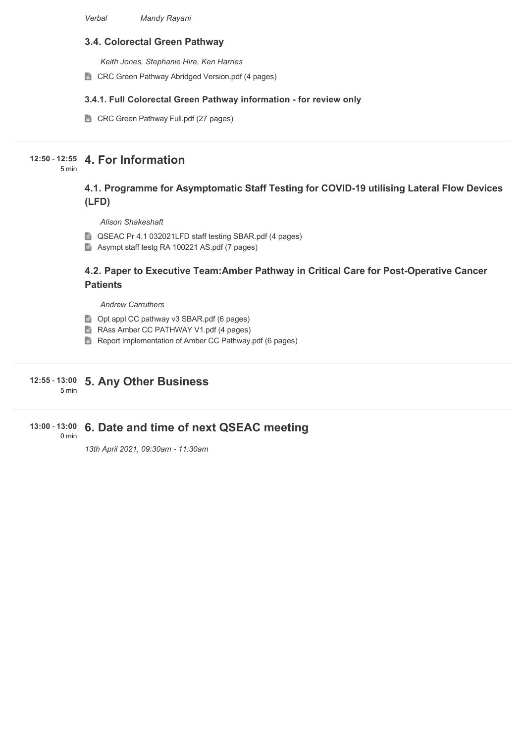*Verbal* *Mandy Rayani*

### 3.4. Colorectal Green Pathway

*Keith Jones, Stephanie Hire, Ken Harries*

CRC Green Pathway Abridged Version.pdf (4 pages)

#### 3.4.1. Full Colorectal Green Pathway information - for review only

CRC Green Pathway Full.pdf (27 pages)

---

12:50 - 12:55
5 min

## 4. For Information

### 4.1. Programme for Asymptomatic Staff Testing for COVID-19 utilising Lateral Flow Devices (LFD)

*Alison Shakeshaft*

QSEAC Pr 4.1 032021LFD staff testing SBAR.pdf (4 pages)

Asympt staff testg RA 100221 AS.pdf (7 pages)

### 4.2. Paper to Executive Team:Amber Pathway in Critical Care for Post-Operative Cancer Patients

*Andrew Carruthers*

Opt appl CC pathway v3 SBAR.pdf (6 pages)

RAss Amber CC PATHWAY V1.pdf (4 pages)

Report Implementation of Amber CC Pathway.pdf (6 pages)

---

12:55 - 13:00
5 min

## 5. Any Other Business

---

13:00 - 13:00
0 min

## 6. Date and time of next QSEAC meeting

*13th April 2021, 09:30am - 11:30am*